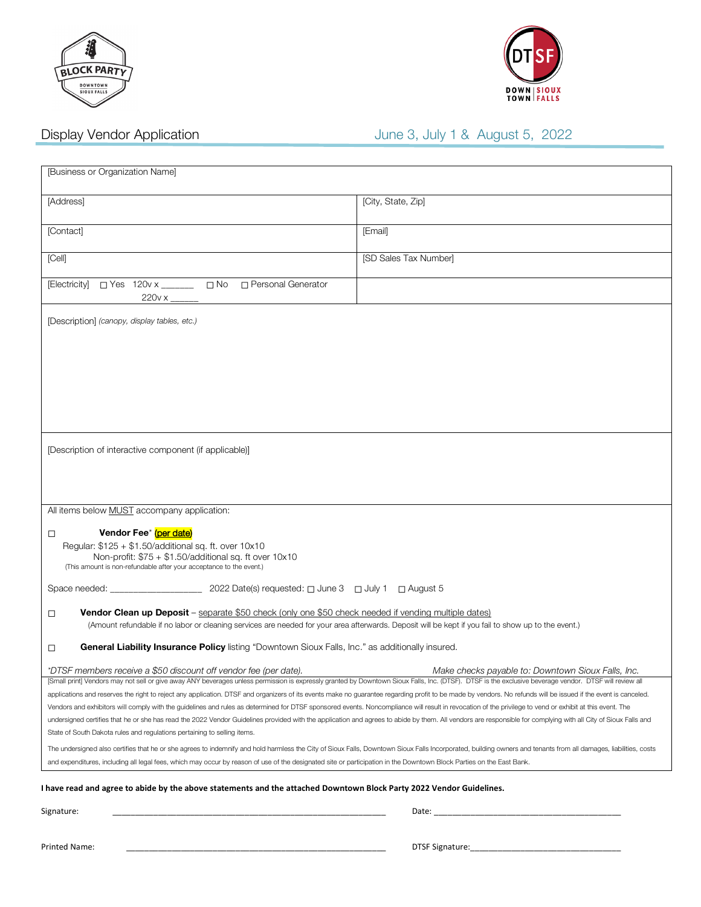# Display Vendor Application

## June 3, July 1 & August 5, 2022

| [Business or Organization Name] | |
|---|---|
| [Address] | [City, State, Zip] |
| [Contact] | [Email] |
| [Cell] | [SD Sales Tax Number] |
| [Electricity] ☐ Yes 120v x _______ 220v x ______ ☐ No ☐ Personal Generator | |

[Description] *(canopy, display tables, etc.)*

[Description of interactive component (if applicable)]

All items below MUST accompany application:

☐ **Vendor Fee*** (per date)
Regular: \$125 + \$1.50/additional sq. ft. over 10x10
Non-profit: \$75 + \$1.50/additional sq. ft over 10x10
(This amount is non-refundable after your acceptance to the event.)

Space needed: ____________________ 2022 Date(s) requested: ☐ June 3 ☐ July 1 ☐ August 5

☐ **Vendor Clean up Deposit** – separate \$50 check (only one \$50 check needed if vending multiple dates)
(Amount refundable if no labor or cleaning services are needed for your area afterwards. Deposit will be kept if you fail to show up to the event.)

☐ **General Liability Insurance Policy** listing "Downtown Sioux Falls, Inc." as additionally insured.

*\*DTSF members receive a \$50 discount off vendor fee (per date).* *Make checks payable to: Downtown Sioux Falls, Inc.*

[Small print] Vendors may not sell or give away ANY beverages unless permission is expressly granted by Downtown Sioux Falls, Inc. (DTSF). DTSF is the exclusive beverage vendor. DTSF will review all applications and reserves the right to reject any application. DTSF and organizers of its events make no guarantee regarding profit to be made by vendors. No refunds will be issued if the event is canceled. Vendors and exhibitors will comply with the guidelines and rules as determined for DTSF sponsored events. Noncompliance will result in revocation of the privilege to vend or exhibit at this event. The undersigned certifies that he or she has read the 2022 Vendor Guidelines provided with the application and agrees to abide by them. All vendors are responsible for complying with all City of Sioux Falls and State of South Dakota rules and regulations pertaining to selling items.

The undersigned also certifies that he or she agrees to indemnify and hold harmless the City of Sioux Falls, Downtown Sioux Falls Incorporated, building owners and tenants from all damages, liabilities, costs and expenditures, including all legal fees, which may occur by reason of use of the designated site or participation in the Downtown Block Parties on the East Bank.

**I have read and agree to abide by the above statements and the attached Downtown Block Party 2022 Vendor Guidelines.**

Signature: ____________________________________________ Date: ______________________________

Printed Name: ____________________________________________ DTSF Signature: ______________________________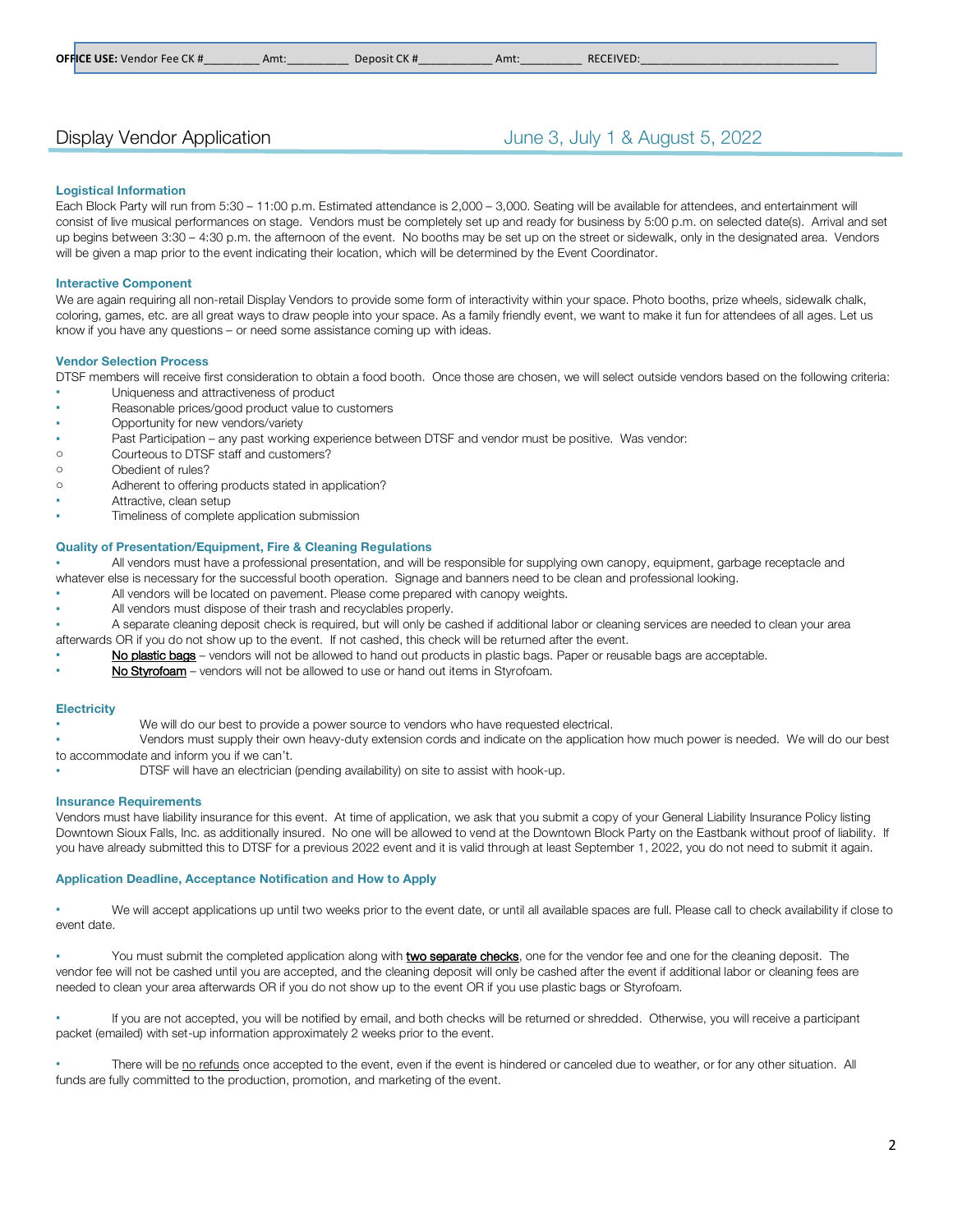**OFFICE USE:** Vendor Fee CK #\_\_\_\_\_\_\_\_\_ Amt:\_\_\_\_\_\_\_\_\_\_ Deposit CK #\_\_\_\_\_\_\_\_\_\_\_\_ Amt:\_\_\_\_\_\_\_\_\_\_ RECEIVED:\_\_\_\_\_\_\_\_\_\_\_\_\_\_\_\_\_\_\_\_\_\_\_\_\_\_\_\_\_\_\_\_

# Display Vendor Application — June 3, July 1 & August 5, 2022

### Logistical Information

Each Block Party will run from 5:30 – 11:00 p.m. Estimated attendance is 2,000 – 3,000. Seating will be available for attendees, and entertainment will consist of live musical performances on stage. Vendors must be completely set up and ready for business by 5:00 p.m. on selected date(s). Arrival and set up begins between 3:30 – 4:30 p.m. the afternoon of the event. No booths may be set up on the street or sidewalk, only in the designated area. Vendors will be given a map prior to the event indicating their location, which will be determined by the Event Coordinator.

### Interactive Component

We are again requiring all non-retail Display Vendors to provide some form of interactivity within your space. Photo booths, prize wheels, sidewalk chalk, coloring, games, etc. are all great ways to draw people into your space. As a family friendly event, we want to make it fun for attendees of all ages. Let us know if you have any questions – or need some assistance coming up with ideas.

### Vendor Selection Process

DTSF members will receive first consideration to obtain a food booth. Once those are chosen, we will select outside vendors based on the following criteria:

- Uniqueness and attractiveness of product
- Reasonable prices/good product value to customers
- Opportunity for new vendors/variety
- Past Participation – any past working experience between DTSF and vendor must be positive. Was vendor:
  - Courteous to DTSF staff and customers?
  - Obedient of rules?
  - Adherent to offering products stated in application?
- Attractive, clean setup
- Timeliness of complete application submission

### Quality of Presentation/Equipment, Fire & Cleaning Regulations

- All vendors must have a professional presentation, and will be responsible for supplying own canopy, equipment, garbage receptacle and whatever else is necessary for the successful booth operation. Signage and banners need to be clean and professional looking.
- All vendors will be located on pavement. Please come prepared with canopy weights.
- All vendors must dispose of their trash and recyclables properly.
- A separate cleaning deposit check is required, but will only be cashed if additional labor or cleaning services are needed to clean your area afterwards OR if you do not show up to the event. If not cashed, this check will be returned after the event.
- <u>No plastic bags</u> – vendors will not be allowed to hand out products in plastic bags. Paper or reusable bags are acceptable.
- <u>No Styrofoam</u> – vendors will not be allowed to use or hand out items in Styrofoam.

### Electricity

- We will do our best to provide a power source to vendors who have requested electrical.
- Vendors must supply their own heavy-duty extension cords and indicate on the application how much power is needed. We will do our best to accommodate and inform you if we can't.
- DTSF will have an electrician (pending availability) on site to assist with hook-up.

### Insurance Requirements

Vendors must have liability insurance for this event. At time of application, we ask that you submit a copy of your General Liability Insurance Policy listing Downtown Sioux Falls, Inc. as additionally insured. No one will be allowed to vend at the Downtown Block Party on the Eastbank without proof of liability. If you have already submitted this to DTSF for a previous 2022 event and it is valid through at least September 1, 2022, you do not need to submit it again.

### Application Deadline, Acceptance Notification and How to Apply

- We will accept applications up until two weeks prior to the event date, or until all available spaces are full. Please call to check availability if close to event date.
- You must submit the completed application along with <u>two separate checks</u>, one for the vendor fee and one for the cleaning deposit. The vendor fee will not be cashed until you are accepted, and the cleaning deposit will only be cashed after the event if additional labor or cleaning fees are needed to clean your area afterwards OR if you do not show up to the event OR if you use plastic bags or Styrofoam.
- If you are not accepted, you will be notified by email, and both checks will be returned or shredded. Otherwise, you will receive a participant packet (emailed) with set-up information approximately 2 weeks prior to the event.
- There will be <u>no refunds</u> once accepted to the event, even if the event is hindered or canceled due to weather, or for any other situation. All funds are fully committed to the production, promotion, and marketing of the event.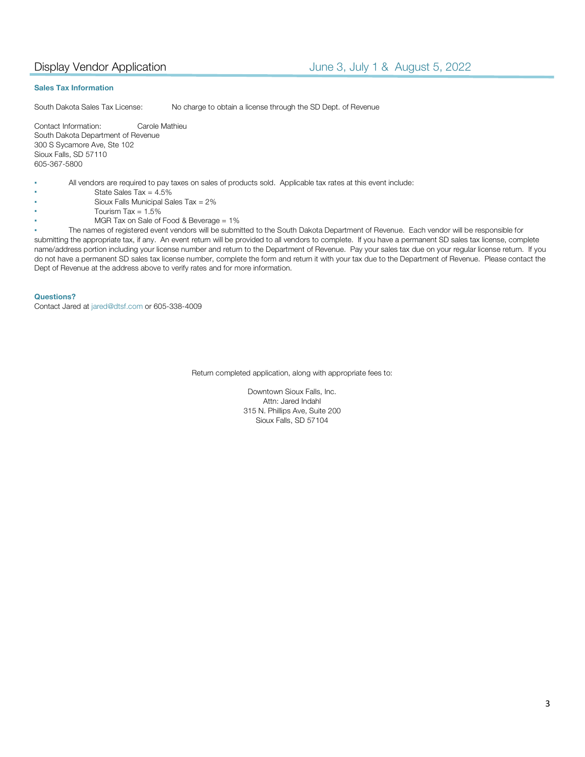# Display Vendor Application

June 3, July 1 & August 5, 2022

### Sales Tax Information

South Dakota Sales Tax License: No charge to obtain a license through the SD Dept. of Revenue

Contact Information: Carole Mathieu
South Dakota Department of Revenue
300 S Sycamore Ave, Ste 102
Sioux Falls, SD 57110
605-367-5800

- All vendors are required to pay taxes on sales of products sold. Applicable tax rates at this event include:
  - State Sales Tax = 4.5%
  - Sioux Falls Municipal Sales Tax = 2%
  - Tourism Tax = 1.5%
  - MGR Tax on Sale of Food & Beverage = 1%
- The names of registered event vendors will be submitted to the South Dakota Department of Revenue. Each vendor will be responsible for submitting the appropriate tax, if any. An event return will be provided to all vendors to complete. If you have a permanent SD sales tax license, complete name/address portion including your license number and return to the Department of Revenue. Pay your sales tax due on your regular license return. If you do not have a permanent SD sales tax license number, complete the form and return it with your tax due to the Department of Revenue. Please contact the Dept of Revenue at the address above to verify rates and for more information.

### Questions?

Contact Jared at jared@dtsf.com or 605-338-4009

Return completed application, along with appropriate fees to:

Downtown Sioux Falls, Inc.
Attn: Jared Indahl
315 N. Phillips Ave, Suite 200
Sioux Falls, SD 57104